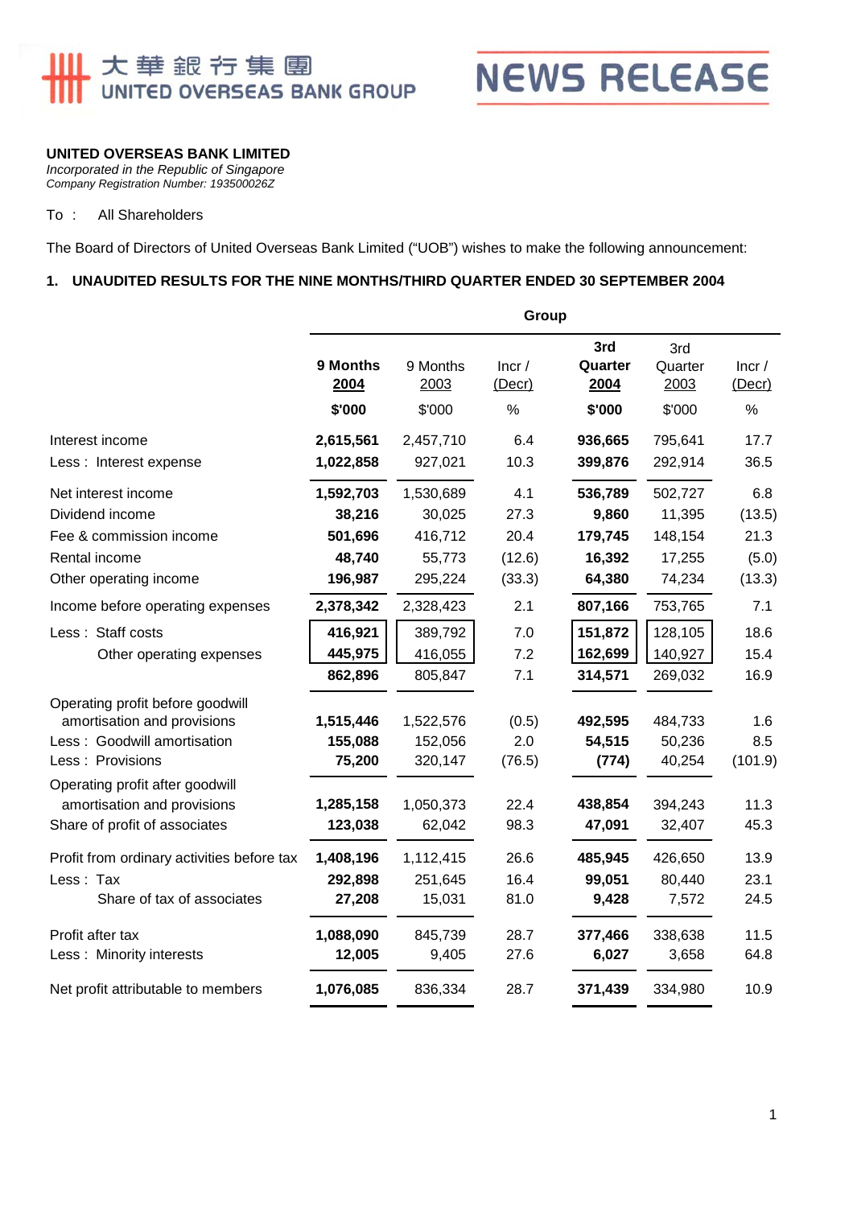大華銀行集團
UNITED OVERSEAS BANK GROUP

**NEWS RELEASE**

**UNITED OVERSEAS BANK LIMITED**
*Incorporated in the Republic of Singapore*
*Company Registration Number: 193500026Z*

To : All Shareholders

The Board of Directors of United Overseas Bank Limited ("UOB") wishes to make the following announcement:

## 1. UNAUDITED RESULTS FOR THE NINE MONTHS/THIRD QUARTER ENDED 30 SEPTEMBER 2004

| | Group | | | | | |
|---|---|---|---|---|---|---|
| | **9 Months 2004** | 9 Months 2003 | Incr / (Decr) | **3rd Quarter 2004** | 3rd Quarter 2003 | Incr / (Decr) |
| | **$'000** | $'000 | % | **$'000** | $'000 | % |
| Interest income | **2,615,561** | 2,457,710 | 6.4 | **936,665** | 795,641 | 17.7 |
| Less : Interest expense | **1,022,858** | 927,021 | 10.3 | **399,876** | 292,914 | 36.5 |
| Net interest income | **1,592,703** | 1,530,689 | 4.1 | **536,789** | 502,727 | 6.8 |
| Dividend income | **38,216** | 30,025 | 27.3 | **9,860** | 11,395 | (13.5) |
| Fee & commission income | **501,696** | 416,712 | 20.4 | **179,745** | 148,154 | 21.3 |
| Rental income | **48,740** | 55,773 | (12.6) | **16,392** | 17,255 | (5.0) |
| Other operating income | **196,987** | 295,224 | (33.3) | **64,380** | 74,234 | (13.3) |
| Income before operating expenses | **2,378,342** | 2,328,423 | 2.1 | **807,166** | 753,765 | 7.1 |
| Less : Staff costs | **416,921** | 389,792 | 7.0 | **151,872** | 128,105 | 18.6 |
| Other operating expenses | **445,975** | 416,055 | 7.2 | **162,699** | 140,927 | 15.4 |
| | **862,896** | 805,847 | 7.1 | **314,571** | 269,032 | 16.9 |
| Operating profit before goodwill amortisation and provisions | **1,515,446** | 1,522,576 | (0.5) | **492,595** | 484,733 | 1.6 |
| Less : Goodwill amortisation | **155,088** | 152,056 | 2.0 | **54,515** | 50,236 | 8.5 |
| Less : Provisions | **75,200** | 320,147 | (76.5) | **(774)** | 40,254 | (101.9) |
| Operating profit after goodwill amortisation and provisions | **1,285,158** | 1,050,373 | 22.4 | **438,854** | 394,243 | 11.3 |
| Share of profit of associates | **123,038** | 62,042 | 98.3 | **47,091** | 32,407 | 45.3 |
| Profit from ordinary activities before tax | **1,408,196** | 1,112,415 | 26.6 | **485,945** | 426,650 | 13.9 |
| Less : Tax | **292,898** | 251,645 | 16.4 | **99,051** | 80,440 | 23.1 |
| Share of tax of associates | **27,208** | 15,031 | 81.0 | **9,428** | 7,572 | 24.5 |
| Profit after tax | **1,088,090** | 845,739 | 28.7 | **377,466** | 338,638 | 11.5 |
| Less : Minority interests | **12,005** | 9,405 | 27.6 | **6,027** | 3,658 | 64.8 |
| Net profit attributable to members | **1,076,085** | 836,334 | 28.7 | **371,439** | 334,980 | 10.9 |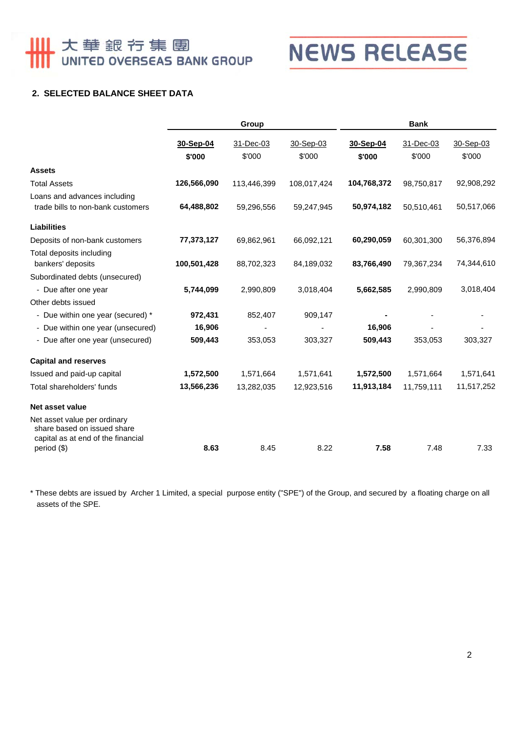## 2. SELECTED BALANCE SHEET DATA

| | Group | | | Bank | | |
|---|---|---|---|---|---|---|
| | **30-Sep-04** | 31-Dec-03 | 30-Sep-03 | **30-Sep-04** | 31-Dec-03 | 30-Sep-03 |
| | **$'000** | $'000 | $'000 | **$'000** | $'000 | $'000 |
| **Assets** | | | | | | |
| Total Assets | **126,566,090** | 113,446,399 | 108,017,424 | **104,768,372** | 98,750,817 | 92,908,292 |
| Loans and advances including trade bills to non-bank customers | **64,488,802** | 59,296,556 | 59,247,945 | **50,974,182** | 50,510,461 | 50,517,066 |
| **Liabilities** | | | | | | |
| Deposits of non-bank customers | **77,373,127** | 69,862,961 | 66,092,121 | **60,290,059** | 60,301,300 | 56,376,894 |
| Total deposits including bankers' deposits | **100,501,428** | 88,702,323 | 84,189,032 | **83,766,490** | 79,367,234 | 74,344,610 |
| Subordinated debts (unsecured) | | | | | | |
| - Due after one year | **5,744,099** | 2,990,809 | 3,018,404 | **5,662,585** | 2,990,809 | 3,018,404 |
| Other debts issued | | | | | | |
| - Due within one year (secured) * | **972,431** | 852,407 | 909,147 | **-** | - | - |
| - Due within one year (unsecured) | **16,906** | - | - | **16,906** | - | - |
| - Due after one year (unsecured) | **509,443** | 353,053 | 303,327 | **509,443** | 353,053 | 303,327 |
| **Capital and reserves** | | | | | | |
| Issued and paid-up capital | **1,572,500** | 1,571,664 | 1,571,641 | **1,572,500** | 1,571,664 | 1,571,641 |
| Total shareholders' funds | **13,566,236** | 13,282,035 | 12,923,516 | **11,913,184** | 11,759,111 | 11,517,252 |
| **Net asset value** | | | | | | |
| Net asset value per ordinary share based on issued share capital as at end of the financial period ($) | **8.63** | 8.45 | 8.22 | **7.58** | 7.48 | 7.33 |

\* These debts are issued by Archer 1 Limited, a special purpose entity ("SPE") of the Group, and secured by a floating charge on all assets of the SPE.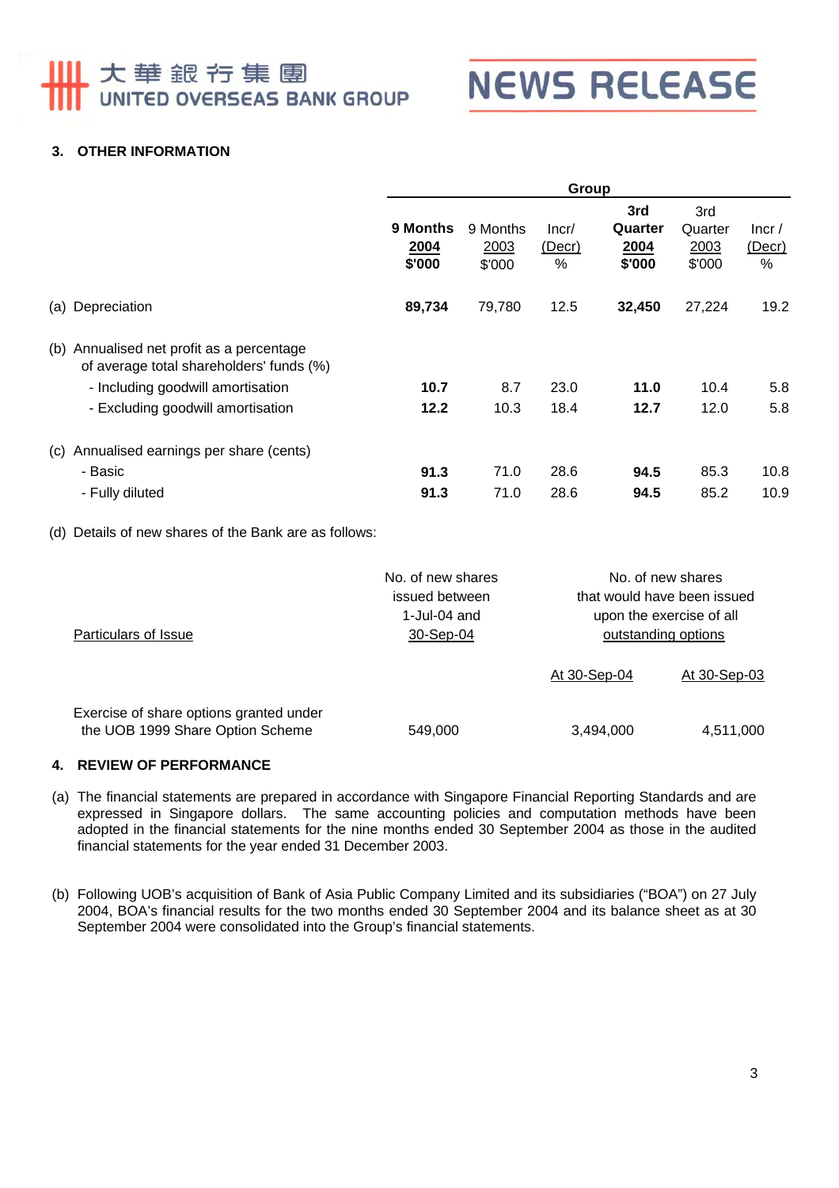## 3. OTHER INFORMATION

| | Group | | | | | |
|---|---|---|---|---|---|---|
| | **9 Months 2004 $'000** | 9 Months 2003 $'000 | Incr/ (Decr) % | **3rd Quarter 2004 $'000** | 3rd Quarter 2003 $'000 | Incr / (Decr) % |
| (a) Depreciation | **89,734** | 79,780 | 12.5 | **32,450** | 27,224 | 19.2 |
| (b) Annualised net profit as a percentage of average total shareholders' funds (%) | | | | | | |
| - Including goodwill amortisation | **10.7** | 8.7 | 23.0 | **11.0** | 10.4 | 5.8 |
| - Excluding goodwill amortisation | **12.2** | 10.3 | 18.4 | **12.7** | 12.0 | 5.8 |
| (c) Annualised earnings per share (cents) | | | | | | |
| - Basic | **91.3** | 71.0 | 28.6 | **94.5** | 85.3 | 10.8 |
| - Fully diluted | **91.3** | 71.0 | 28.6 | **94.5** | 85.2 | 10.9 |

(d) Details of new shares of the Bank are as follows:

| Particulars of Issue | No. of new shares issued between 1-Jul-04 and 30-Sep-04 | No. of new shares that would have been issued upon the exercise of all outstanding options | |
|---|---|---|---|
| | | At 30-Sep-04 | At 30-Sep-03 |
| Exercise of share options granted under the UOB 1999 Share Option Scheme | 549,000 | 3,494,000 | 4,511,000 |

## 4. REVIEW OF PERFORMANCE

(a) The financial statements are prepared in accordance with Singapore Financial Reporting Standards and are expressed in Singapore dollars. The same accounting policies and computation methods have been adopted in the financial statements for the nine months ended 30 September 2004 as those in the audited financial statements for the year ended 31 December 2003.

(b) Following UOB's acquisition of Bank of Asia Public Company Limited and its subsidiaries ("BOA") on 27 July 2004, BOA's financial results for the two months ended 30 September 2004 and its balance sheet as at 30 September 2004 were consolidated into the Group's financial statements.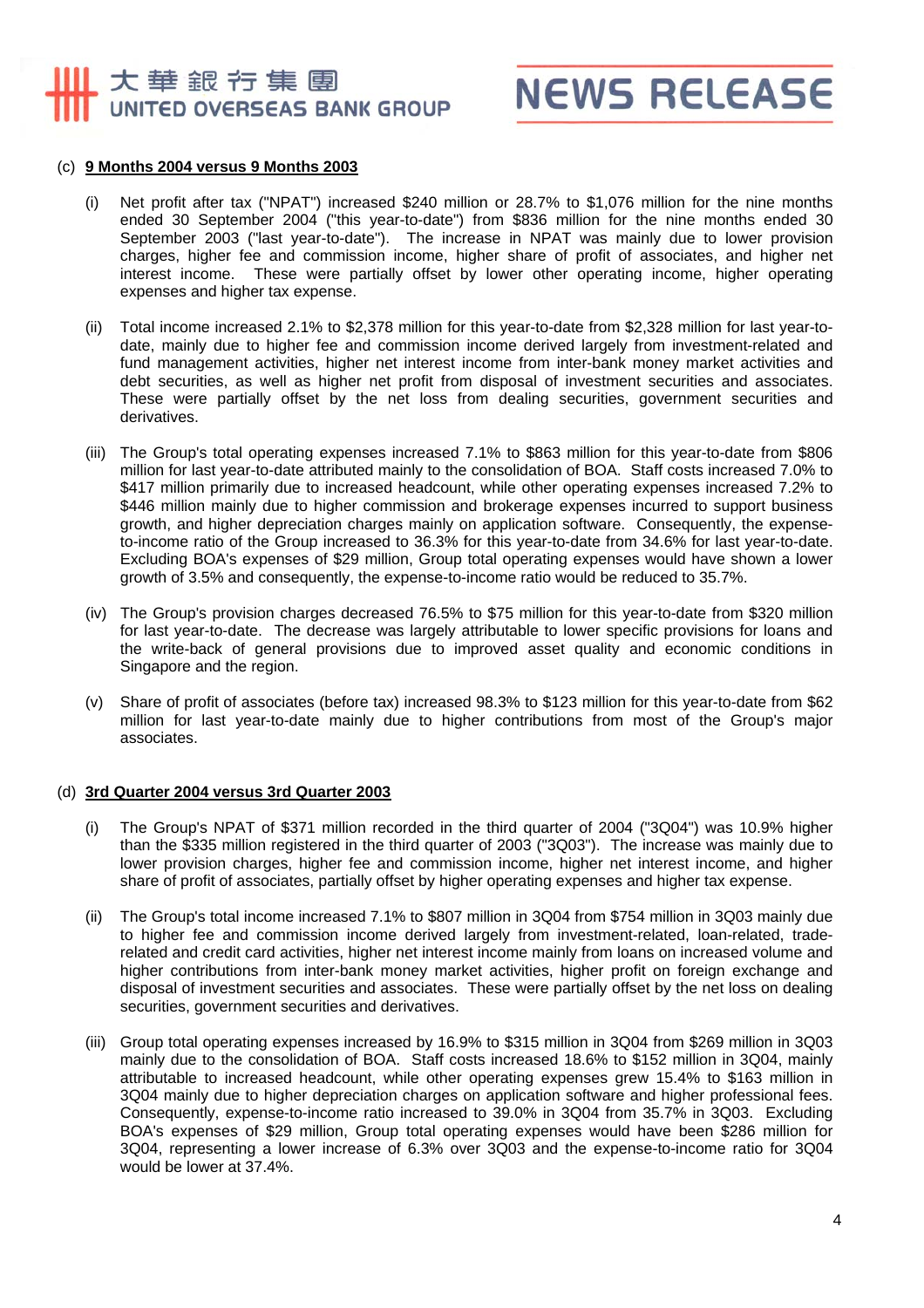(c) **9 Months 2004 versus 9 Months 2003**

(i) Net profit after tax ("NPAT") increased $240 million or 28.7% to $1,076 million for the nine months ended 30 September 2004 ("this year-to-date") from $836 million for the nine months ended 30 September 2003 ("last year-to-date"). The increase in NPAT was mainly due to lower provision charges, higher fee and commission income, higher share of profit of associates, and higher net interest income. These were partially offset by lower other operating income, higher operating expenses and higher tax expense.

(ii) Total income increased 2.1% to $2,378 million for this year-to-date from $2,328 million for last year-to-date, mainly due to higher fee and commission income derived largely from investment-related and fund management activities, higher net interest income from inter-bank money market activities and debt securities, as well as higher net profit from disposal of investment securities and associates. These were partially offset by the net loss from dealing securities, government securities and derivatives.

(iii) The Group's total operating expenses increased 7.1% to $863 million for this year-to-date from $806 million for last year-to-date attributed mainly to the consolidation of BOA. Staff costs increased 7.0% to $417 million primarily due to increased headcount, while other operating expenses increased 7.2% to $446 million mainly due to higher commission and brokerage expenses incurred to support business growth, and higher depreciation charges mainly on application software. Consequently, the expense-to-income ratio of the Group increased to 36.3% for this year-to-date from 34.6% for last year-to-date. Excluding BOA's expenses of $29 million, Group total operating expenses would have shown a lower growth of 3.5% and consequently, the expense-to-income ratio would be reduced to 35.7%.

(iv) The Group's provision charges decreased 76.5% to $75 million for this year-to-date from $320 million for last year-to-date. The decrease was largely attributable to lower specific provisions for loans and the write-back of general provisions due to improved asset quality and economic conditions in Singapore and the region.

(v) Share of profit of associates (before tax) increased 98.3% to $123 million for this year-to-date from $62 million for last year-to-date mainly due to higher contributions from most of the Group's major associates.

(d) **3rd Quarter 2004 versus 3rd Quarter 2003**

(i) The Group's NPAT of $371 million recorded in the third quarter of 2004 ("3Q04") was 10.9% higher than the $335 million registered in the third quarter of 2003 ("3Q03"). The increase was mainly due to lower provision charges, higher fee and commission income, higher net interest income, and higher share of profit of associates, partially offset by higher operating expenses and higher tax expense.

(ii) The Group's total income increased 7.1% to $807 million in 3Q04 from $754 million in 3Q03 mainly due to higher fee and commission income derived largely from investment-related, loan-related, trade-related and credit card activities, higher net interest income mainly from loans on increased volume and higher contributions from inter-bank money market activities, higher profit on foreign exchange and disposal of investment securities and associates. These were partially offset by the net loss on dealing securities, government securities and derivatives.

(iii) Group total operating expenses increased by 16.9% to $315 million in 3Q04 from $269 million in 3Q03 mainly due to the consolidation of BOA. Staff costs increased 18.6% to $152 million in 3Q04, mainly attributable to increased headcount, while other operating expenses grew 15.4% to $163 million in 3Q04 mainly due to higher depreciation charges on application software and higher professional fees. Consequently, expense-to-income ratio increased to 39.0% in 3Q04 from 35.7% in 3Q03. Excluding BOA's expenses of $29 million, Group total operating expenses would have been $286 million for 3Q04, representing a lower increase of 6.3% over 3Q03 and the expense-to-income ratio for 3Q04 would be lower at 37.4%.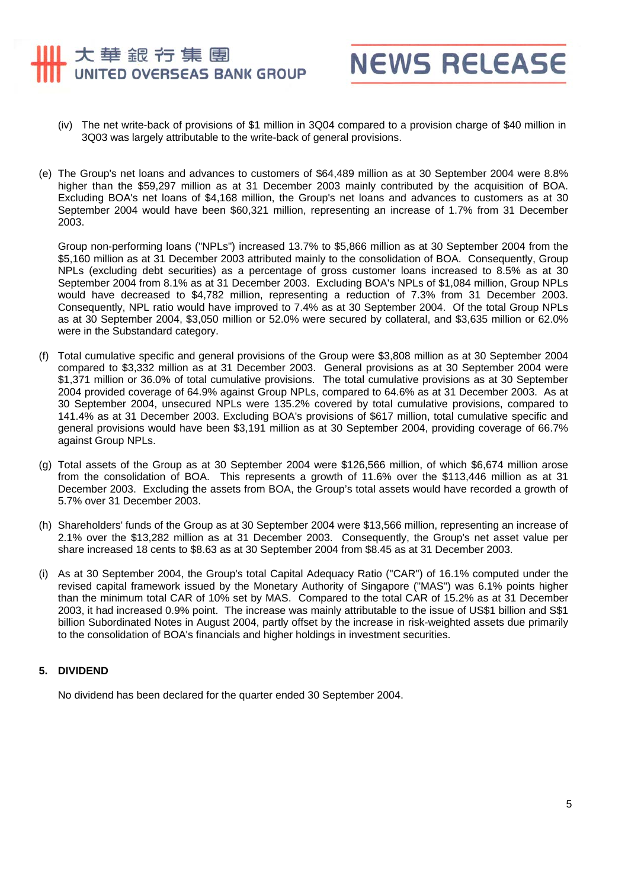(iv) The net write-back of provisions of $1 million in 3Q04 compared to a provision charge of $40 million in 3Q03 was largely attributable to the write-back of general provisions.

(e) The Group's net loans and advances to customers of $64,489 million as at 30 September 2004 were 8.8% higher than the $59,297 million as at 31 December 2003 mainly contributed by the acquisition of BOA. Excluding BOA's net loans of $4,168 million, the Group's net loans and advances to customers as at 30 September 2004 would have been $60,321 million, representing an increase of 1.7% from 31 December 2003.

Group non-performing loans ("NPLs") increased 13.7% to $5,866 million as at 30 September 2004 from the $5,160 million as at 31 December 2003 attributed mainly to the consolidation of BOA. Consequently, Group NPLs (excluding debt securities) as a percentage of gross customer loans increased to 8.5% as at 30 September 2004 from 8.1% as at 31 December 2003. Excluding BOA's NPLs of $1,084 million, Group NPLs would have decreased to $4,782 million, representing a reduction of 7.3% from 31 December 2003. Consequently, NPL ratio would have improved to 7.4% as at 30 September 2004. Of the total Group NPLs as at 30 September 2004, $3,050 million or 52.0% were secured by collateral, and $3,635 million or 62.0% were in the Substandard category.

(f) Total cumulative specific and general provisions of the Group were $3,808 million as at 30 September 2004 compared to $3,332 million as at 31 December 2003. General provisions as at 30 September 2004 were $1,371 million or 36.0% of total cumulative provisions. The total cumulative provisions as at 30 September 2004 provided coverage of 64.9% against Group NPLs, compared to 64.6% as at 31 December 2003. As at 30 September 2004, unsecured NPLs were 135.2% covered by total cumulative provisions, compared to 141.4% as at 31 December 2003. Excluding BOA's provisions of $617 million, total cumulative specific and general provisions would have been $3,191 million as at 30 September 2004, providing coverage of 66.7% against Group NPLs.

(g) Total assets of the Group as at 30 September 2004 were $126,566 million, of which $6,674 million arose from the consolidation of BOA. This represents a growth of 11.6% over the $113,446 million as at 31 December 2003. Excluding the assets from BOA, the Group's total assets would have recorded a growth of 5.7% over 31 December 2003.

(h) Shareholders' funds of the Group as at 30 September 2004 were $13,566 million, representing an increase of 2.1% over the $13,282 million as at 31 December 2003. Consequently, the Group's net asset value per share increased 18 cents to $8.63 as at 30 September 2004 from $8.45 as at 31 December 2003.

(i) As at 30 September 2004, the Group's total Capital Adequacy Ratio ("CAR") of 16.1% computed under the revised capital framework issued by the Monetary Authority of Singapore ("MAS") was 6.1% points higher than the minimum total CAR of 10% set by MAS. Compared to the total CAR of 15.2% as at 31 December 2003, it had increased 0.9% point. The increase was mainly attributable to the issue of US$1 billion and S$1 billion Subordinated Notes in August 2004, partly offset by the increase in risk-weighted assets due primarily to the consolidation of BOA's financials and higher holdings in investment securities.

## 5. DIVIDEND

No dividend has been declared for the quarter ended 30 September 2004.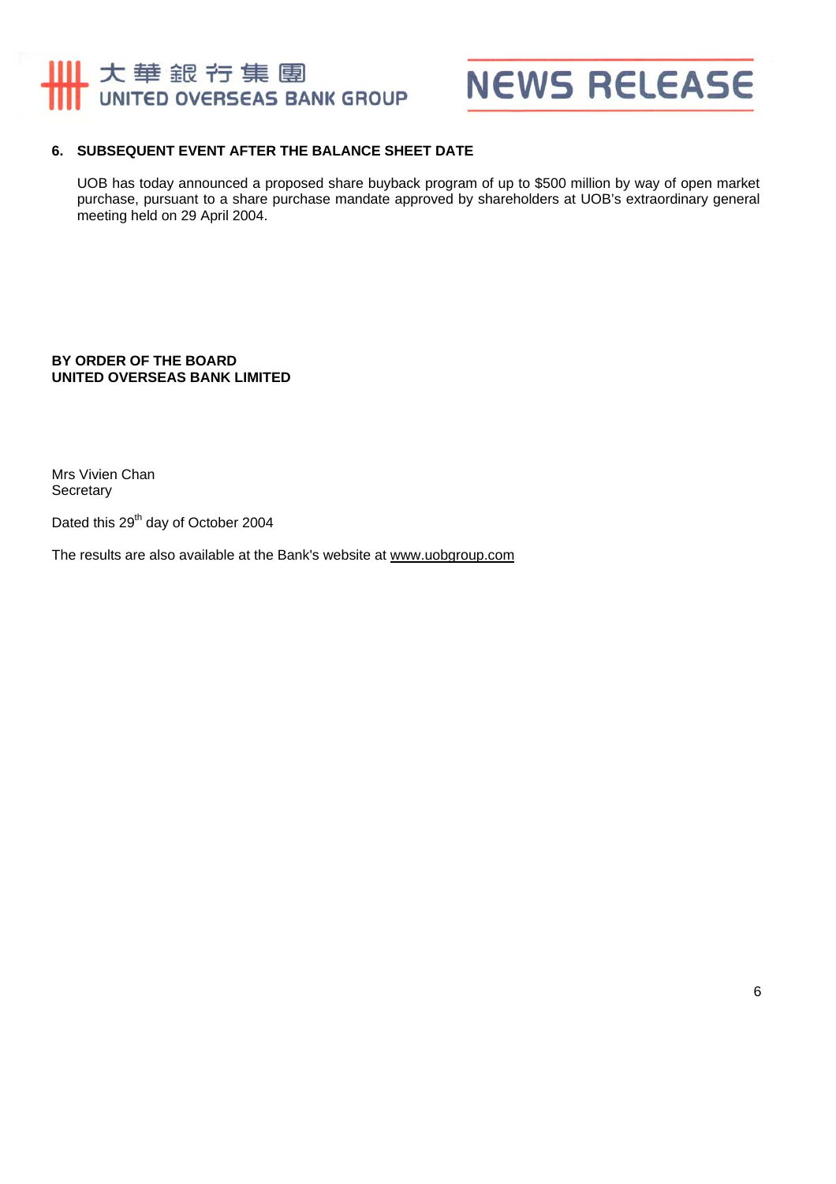## 6. SUBSEQUENT EVENT AFTER THE BALANCE SHEET DATE

UOB has today announced a proposed share buyback program of up to $500 million by way of open market purchase, pursuant to a share purchase mandate approved by shareholders at UOB's extraordinary general meeting held on 29 April 2004.

**BY ORDER OF THE BOARD**
**UNITED OVERSEAS BANK LIMITED**

Mrs Vivien Chan
Secretary

Dated this 29th day of October 2004

The results are also available at the Bank's website at www.uobgroup.com